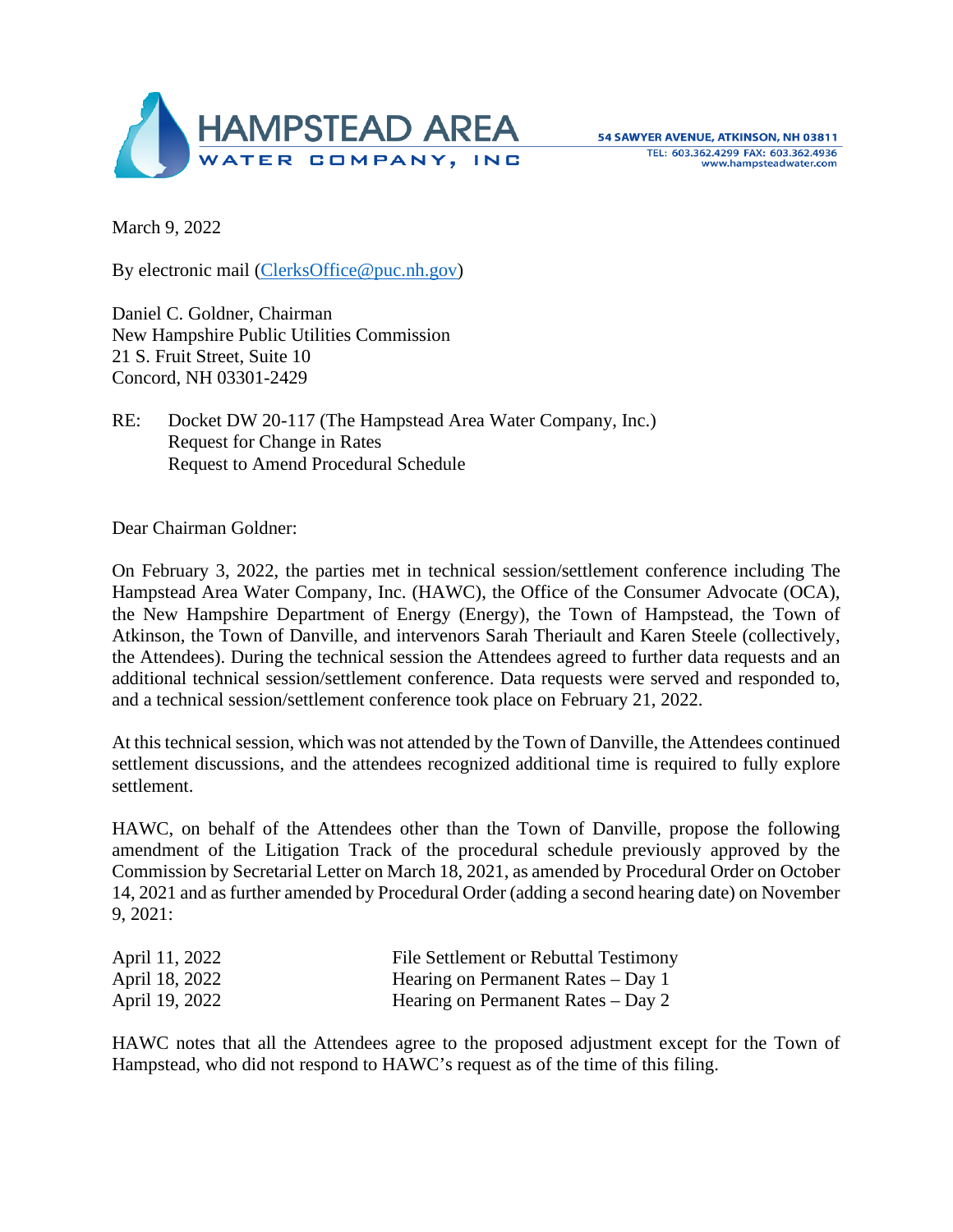**HAMPSTEAD AREA**
**WATER COMPANY, INC**

54 SAWYER AVENUE, ATKINSON, NH 03811
TEL: 603.362.4299 FAX: 603.362.4936
www.hampsteadwater.com

March 9, 2022

By electronic mail (ClerksOffice@puc.nh.gov)

Daniel C. Goldner, Chairman
New Hampshire Public Utilities Commission
21 S. Fruit Street, Suite 10
Concord, NH 03301-2429

RE: Docket DW 20-117 (The Hampstead Area Water Company, Inc.)
Request for Change in Rates
Request to Amend Procedural Schedule

Dear Chairman Goldner:

On February 3, 2022, the parties met in technical session/settlement conference including The Hampstead Area Water Company, Inc. (HAWC), the Office of the Consumer Advocate (OCA), the New Hampshire Department of Energy (Energy), the Town of Hampstead, the Town of Atkinson, the Town of Danville, and intervenors Sarah Theriault and Karen Steele (collectively, the Attendees). During the technical session the Attendees agreed to further data requests and an additional technical session/settlement conference. Data requests were served and responded to, and a technical session/settlement conference took place on February 21, 2022.

At this technical session, which was not attended by the Town of Danville, the Attendees continued settlement discussions, and the attendees recognized additional time is required to fully explore settlement.

HAWC, on behalf of the Attendees other than the Town of Danville, propose the following amendment of the Litigation Track of the procedural schedule previously approved by the Commission by Secretarial Letter on March 18, 2021, as amended by Procedural Order on October 14, 2021 and as further amended by Procedural Order (adding a second hearing date) on November 9, 2021:

| | |
|---|---|
| April 11, 2022 | File Settlement or Rebuttal Testimony |
| April 18, 2022 | Hearing on Permanent Rates – Day 1 |
| April 19, 2022 | Hearing on Permanent Rates – Day 2 |

HAWC notes that all the Attendees agree to the proposed adjustment except for the Town of Hampstead, who did not respond to HAWC's request as of the time of this filing.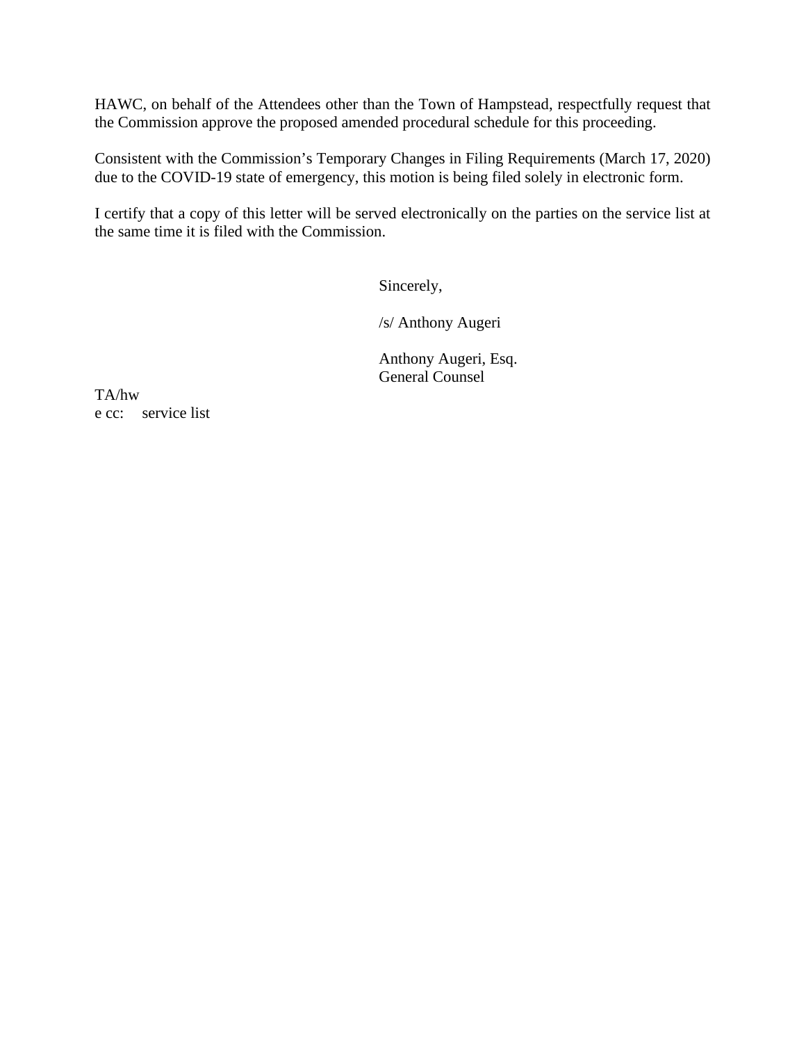HAWC, on behalf of the Attendees other than the Town of Hampstead, respectfully request that the Commission approve the proposed amended procedural schedule for this proceeding.

Consistent with the Commission's Temporary Changes in Filing Requirements (March 17, 2020) due to the COVID-19 state of emergency, this motion is being filed solely in electronic form.

I certify that a copy of this letter will be served electronically on the parties on the service list at the same time it is filed with the Commission.

Sincerely,

/s/ Anthony Augeri

Anthony Augeri, Esq.
General Counsel

TA/hw
e cc: service list